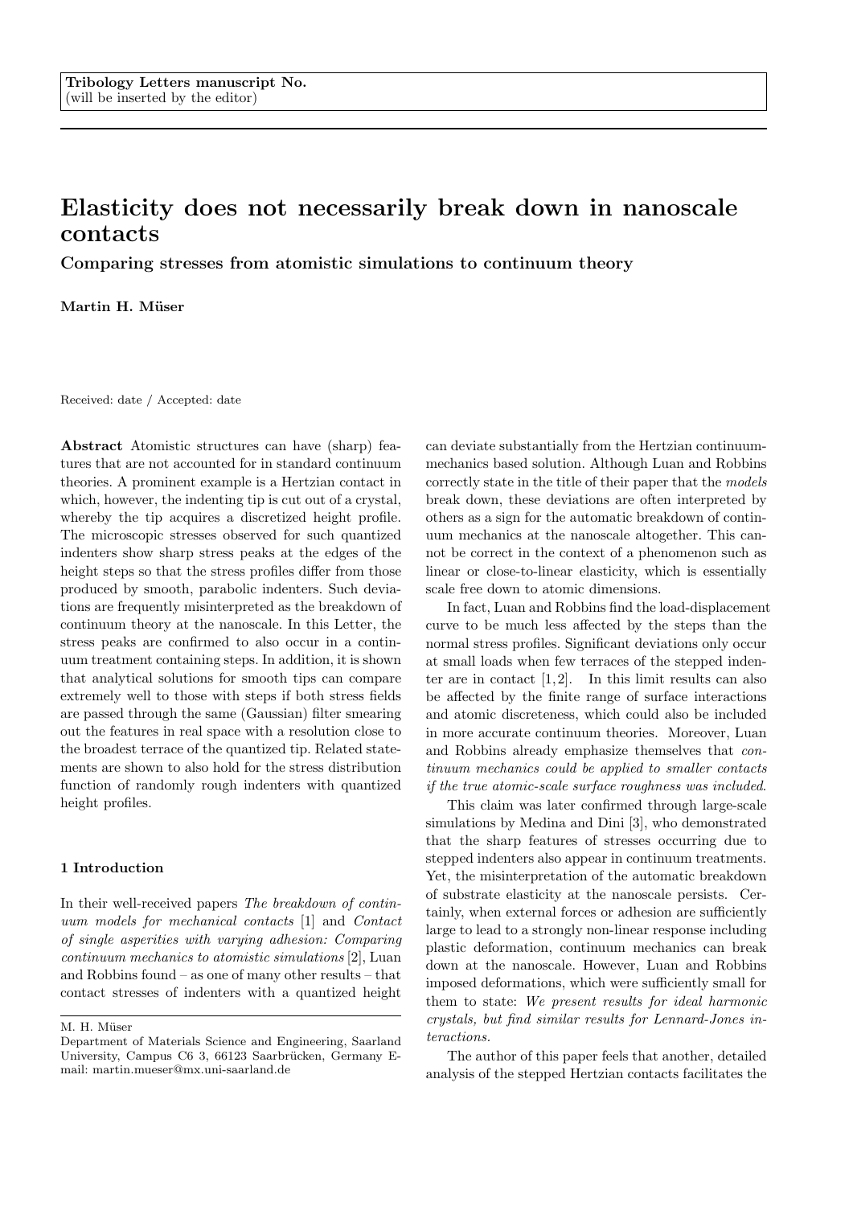Tribology Letters manuscript No.
(will be inserted by the editor)

# Elasticity does not necessarily break down in nanoscale contacts

## Comparing stresses from atomistic simulations to continuum theory

**Martin H. Müser**

Received: date / Accepted: date

**Abstract** Atomistic structures can have (sharp) features that are not accounted for in standard continuum theories. A prominent example is a Hertzian contact in which, however, the indenting tip is cut out of a crystal, whereby the tip acquires a discretized height profile. The microscopic stresses observed for such quantized indenters show sharp stress peaks at the edges of the height steps so that the stress profiles differ from those produced by smooth, parabolic indenters. Such deviations are frequently misinterpreted as the breakdown of continuum theory at the nanoscale. In this Letter, the stress peaks are confirmed to also occur in a continuum treatment containing steps. In addition, it is shown that analytical solutions for smooth tips can compare extremely well to those with steps if both stress fields are passed through the same (Gaussian) filter smearing out the features in real space with a resolution close to the broadest terrace of the quantized tip. Related statements are shown to also hold for the stress distribution function of randomly rough indenters with quantized height profiles.

M. H. Müser
Department of Materials Science and Engineering, Saarland University, Campus C6 3, 66123 Saarbrücken, Germany E-mail: martin.mueser@mx.uni-saarland.de

### 1 Introduction

In their well-received papers *The breakdown of continuum models for mechanical contacts* [1] and *Contact of single asperities with varying adhesion: Comparing continuum mechanics to atomistic simulations* [2], Luan and Robbins found – as one of many other results – that contact stresses of indenters with a quantized height profile can deviate substantially from the Hertzian continuum-mechanics based solution. Although Luan and Robbins correctly state in the title of their paper that the *models* break down, these deviations are often interpreted by others as a sign for the automatic breakdown of continuum mechanics at the nanoscale altogether. This cannot be correct in the context of a phenomenon such as linear or close-to-linear elasticity, which is essentially scale free down to atomic dimensions.

In fact, Luan and Robbins find the load-displacement curve to be much less affected by the steps than the normal stress profiles. Significant deviations only occur at small loads when few terraces of the stepped indenter are in contact [1,2]. In this limit results can also be affected by the finite range of surface interactions and atomic discreteness, which could also be included in more accurate continuum theories. Moreover, Luan and Robbins already emphasize themselves that *continuum mechanics could be applied to smaller contacts if the true atomic-scale surface roughness was included*.

This claim was later confirmed through large-scale simulations by Medina and Dini [3], who demonstrated that the sharp features of stresses occurring due to stepped indenters also appear in continuum treatments. Yet, the misinterpretation of the automatic breakdown of substrate elasticity at the nanoscale persists. Certainly, when external forces or adhesion are sufficiently large to lead to a strongly non-linear response including plastic deformation, continuum mechanics can break down at the nanoscale. However, Luan and Robbins imposed deformations, which were sufficiently small for them to state: *We present results for ideal harmonic crystals, but find similar results for Lennard-Jones interactions.*

The author of this paper feels that another, detailed analysis of the stepped Hertzian contacts facilitates the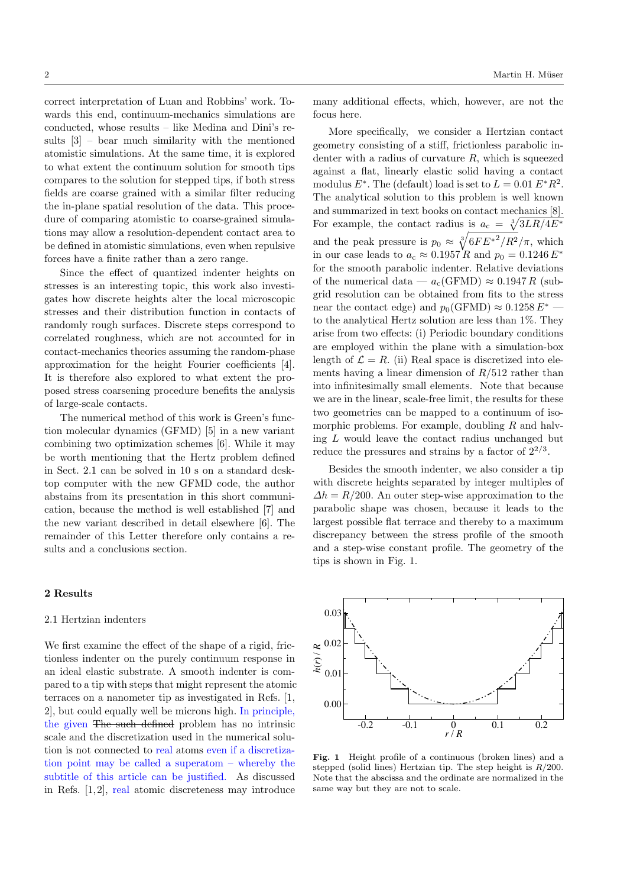correct interpretation of Luan and Robbins' work. Towards this end, continuum-mechanics simulations are conducted, whose results – like Medina and Dini's results [3] – bear much similarity with the mentioned atomistic simulations. At the same time, it is explored to what extent the continuum solution for smooth tips compares to the solution for stepped tips, if both stress fields are coarse grained with a similar filter reducing the in-plane spatial resolution of the data. This procedure of comparing atomistic to coarse-grained simulations may allow a resolution-dependent contact area to be defined in atomistic simulations, even when repulsive forces have a finite rather than a zero range.

Since the effect of quantized indenter heights on stresses is an interesting topic, this work also investigates how discrete heights alter the local microscopic stresses and their distribution function in contacts of randomly rough surfaces. Discrete steps correspond to correlated roughness, which are not accounted for in contact-mechanics theories assuming the random-phase approximation for the height Fourier coefficients [4]. It is therefore also explored to what extent the proposed stress coarsening procedure benefits the analysis of large-scale contacts.

The numerical method of this work is Green's function molecular dynamics (GFMD) [5] in a new variant combining two optimization schemes [6]. While it may be worth mentioning that the Hertz problem defined in Sect. 2.1 can be solved in 10 s on a standard desktop computer with the new GFMD code, the author abstains from its presentation in this short communication, because the method is well established [7] and the new variant described in detail elsewhere [6]. The remainder of this Letter therefore only contains a results and a conclusions section.

## 2 Results

### 2.1 Hertzian indenters

We first examine the effect of the shape of a rigid, frictionless indenter on the purely continuum response in an ideal elastic substrate. A smooth indenter is compared to a tip with steps that might represent the atomic terraces on a nanometer tip as investigated in Refs. [1, 2], but could equally well be microns high. In principle, the given ~~The such defined~~ problem has no intrinsic scale and the discretization used in the numerical solution is not connected to real atoms even if a discretization point may be called a superatom – whereby the subtitle of this article can be justified. As discussed in Refs. [1,2], real atomic discreteness may introduce many additional effects, which, however, are not the focus here.

More specifically, we consider a Hertzian contact geometry consisting of a stiff, frictionless parabolic indenter with a radius of curvature $R$, which is squeezed against a flat, linearly elastic solid having a contact modulus $E^*$. The (default) load is set to $L = 0.01\,E^* R^2$. The analytical solution to this problem is well known and summarized in text books on contact mechanics [8]. For example, the contact radius is $a_c = \sqrt[3]{3LR/4E^*}$ and the peak pressure is $p_0 \approx \sqrt[3]{6FE^{*2}/R^2}/\pi$, which in our case leads to $a_c \approx 0.1957\,R$ and $p_0 = 0.1246\,E^*$ for the smooth parabolic indenter. Relative deviations of the numerical data — $a_c(\text{GFMD}) \approx 0.1947\,R$ (subgrid resolution can be obtained from fits to the stress near the contact edge) and $p_0(\text{GFMD}) \approx 0.1258\,E^*$ — to the analytical Hertz solution are less than 1%. They arise from two effects: (i) Periodic boundary conditions are employed within the plane with a simulation-box length of $\mathcal{L} = R$. (ii) Real space is discretized into elements having a linear dimension of $R/512$ rather than into infinitesimally small elements. Note that because we are in the linear, scale-free limit, the results for these two geometries can be mapped to a continuum of isomorphic problems. For example, doubling $R$ and halving $L$ would leave the contact radius unchanged but reduce the pressures and strains by a factor of $2^{2/3}$.

Besides the smooth indenter, we also consider a tip with discrete heights separated by integer multiples of $\Delta h = R/200$. An outer step-wise approximation to the parabolic shape was chosen, because it leads to the largest possible flat terrace and thereby to a maximum discrepancy between the stress profile of the smooth and a step-wise constant profile. The geometry of the tips is shown in Fig. 1.

**Fig. 1** Height profile of a continuous (broken lines) and a stepped (solid lines) Hertzian tip. The step height is $R/200$. Note that the abscissa and the ordinate are normalized in the same way but they are not to scale.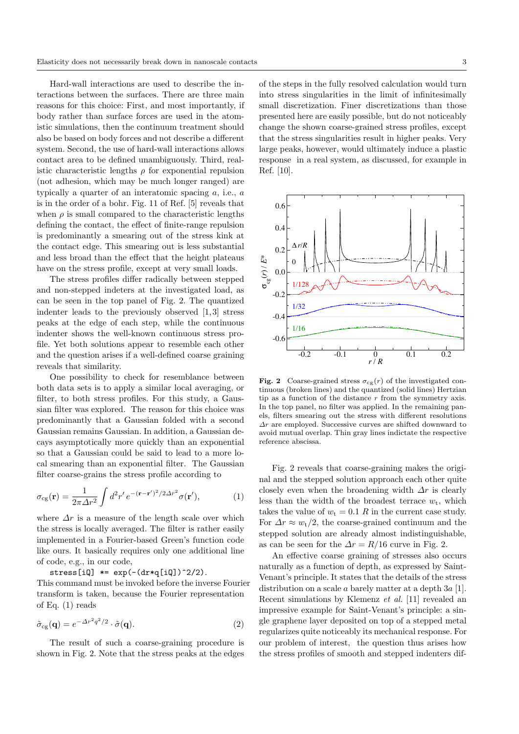Hard-wall interactions are used to describe the interactions between the surfaces. There are three main reasons for this choice: First, and most importantly, if body rather than surface forces are used in the atomistic simulations, then the continuum treatment should also be based on body forces and not describe a different system. Second, the use of hard-wall interactions allows contact area to be defined unambiguously. Third, realistic characteristic lengths $\rho$ for exponential repulsion (not adhesion, which may be much longer ranged) are typically a quarter of an interatomic spacing $a$, i.e., $a$ is in the order of a bohr. Fig. 11 of Ref. [5] reveals that when $\rho$ is small compared to the characteristic lengths defining the contact, the effect of finite-range repulsion is predominantly a smearing out of the stress kink at the contact edge. This smearing out is less substantial and less broad than the effect that the height plateaus have on the stress profile, except at very small loads.

The stress profiles differ radically between stepped and non-stepped indeters at the investigated load, as can be seen in the top panel of Fig. 2. The quantized indenter leads to the previously observed [1,3] stress peaks at the edge of each step, while the continuous indenter shows the well-known continuous stress profile. Yet both solutions appear to resemble each other and the question arises if a well-defined coarse graining reveals that similarity.

One possibility to check for resemblance between both data sets is to apply a similar local averaging, or filter, to both stress profiles. For this study, a Gaussian filter was explored. The reason for this choice was predominantly that a Gaussian folded with a second Gaussian remains Gaussian. In addition, a Gaussian decays asymptotically more quickly than an exponential so that a Gaussian could be said to lead to a more local smearing than an exponential filter. The Gaussian filter coarse-grains the stress profile according to

$$\sigma_{\rm cg}(\mathbf{r}) = \frac{1}{2\pi\Delta r^2} \int d^2r'\, e^{-(\mathbf{r}-\mathbf{r}')^2/2\Delta r^2} \sigma(\mathbf{r}'), \tag{1}$$

where $\Delta r$ is a measure of the length scale over which the stress is locally averaged. The filter is rather easily implemented in a Fourier-based Green's function code like ours. It basically requires only one additional line of code, e.g., in our code,

```
stress[iQ] *= exp(-(dr*q[iQ])^2/2).
```

This command must be invoked before the inverse Fourier transform is taken, because the Fourier representation of Eq. (1) reads

$$\tilde{\sigma}_{\rm cg}(\mathbf{q}) = e^{-\Delta r^2 q^2/2} \cdot \tilde{\sigma}(\mathbf{q}). \tag{2}$$

The result of such a coarse-graining procedure is shown in Fig. 2. Note that the stress peaks at the edges of the steps in the fully resolved calculation would turn into stress singularities in the limit of infinitesimally small discretization. Finer discretizations than those presented here are easily possible, but do not noticeably change the shown coarse-grained stress profiles, except that the stress singularities result in higher peaks. Very large peaks, however, would ultimately induce a plastic response in a real system, as discussed, for example in Ref. [10].

**Fig. 2** Coarse-grained stress $\sigma_{\rm cg}(r)$ of the investigated continuous (broken lines) and the quantized (solid lines) Hertzian tip as a function of the distance $r$ from the symmetry axis. In the top panel, no filter was applied. In the remaining panels, filters smearing out the stress with different resolutions $\Delta r$ are employed. Successive curves are shifted downward to avoid mutual overlap. Thin gray lines indictate the respective reference abscissa.

Fig. 2 reveals that coarse-graining makes the original and the stepped solution approach each other quite closely even when the broadening width $\Delta r$ is clearly less than the width of the broadest terrace $w_{\rm t}$, which takes the value of $w_{\rm t} = 0.1\ R$ in the current case study. For $\Delta r \approx w_{\rm t}/2$, the coarse-grained continuum and the stepped solution are already almost indistinguishable, as can be seen for the $\Delta r = R/16$ curve in Fig. 2.

An effective coarse graining of stresses also occurs naturally as a function of depth, as expressed by Saint-Venant's principle. It states that the details of the stress distribution on a scale $a$ barely matter at a depth $3a$ [1]. Recent simulations by Klemenz *et al.* [11] revealed an impressive example for Saint-Venant's principle: a single graphene layer deposited on top of a stepped metal regularizes quite noticeably its mechanical response. For our problem of interest, the question thus arises how the stress profiles of smooth and stepped indenters dif-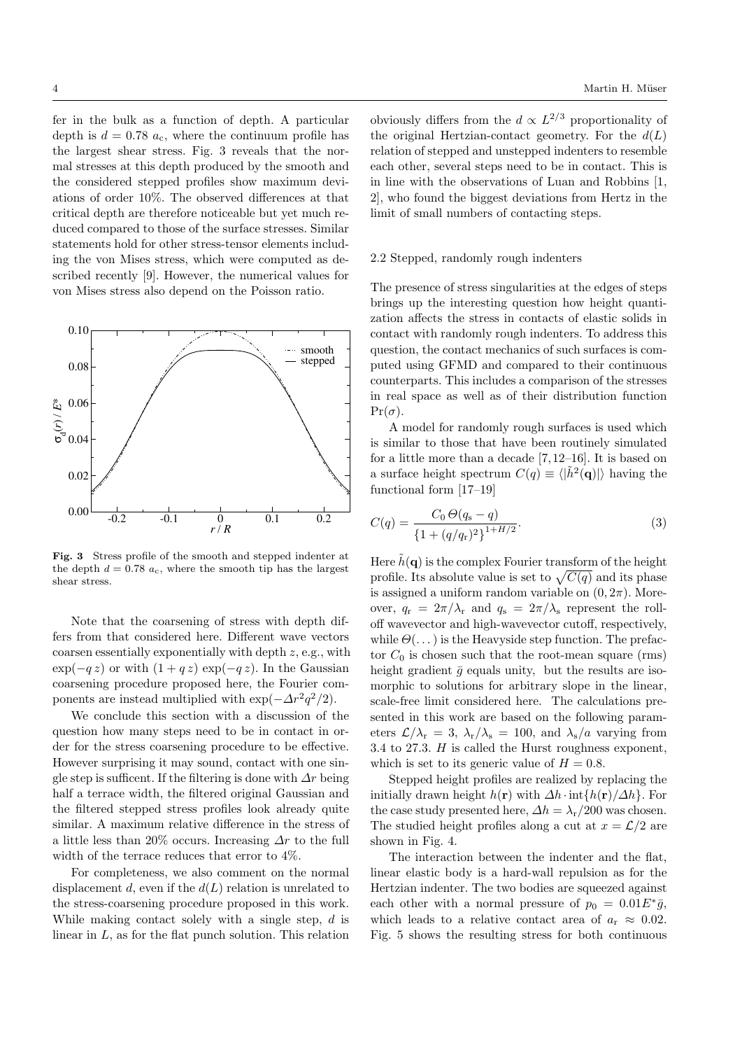fer in the bulk as a function of depth. A particular depth is $d = 0.78\ a_c$, where the continuum profile has the largest shear stress. Fig. 3 reveals that the normal stresses at this depth produced by the smooth and the considered stepped profiles show maximum deviations of order 10%. The observed differences at that critical depth are therefore noticeable but yet much reduced compared to those of the surface stresses. Similar statements hold for other stress-tensor elements including the von Mises stress, which were computed as described recently [9]. However, the numerical values for von Mises stress also depend on the Poisson ratio.

**Fig. 3** Stress profile of the smooth and stepped indenter at the depth $d = 0.78\ a_c$, where the smooth tip has the largest shear stress.

Note that the coarsening of stress with depth differs from that considered here. Different wave vectors coarsen essentially exponentially with depth $z$, e.g., with $\exp(-q\,z)$ or with $(1 + q\,z)\exp(-q\,z)$. In the Gaussian coarsening procedure proposed here, the Fourier components are instead multiplied with $\exp(-\Delta r^2 q^2/2)$.

We conclude this section with a discussion of the question how many steps need to be in contact in order for the stress coarsening procedure to be effective. However surprising it may sound, contact with one single step is sufficent. If the filtering is done with $\Delta r$ being half a terrace width, the filtered original Gaussian and the filtered stepped stress profiles look already quite similar. A maximum relative difference in the stress of a little less than 20% occurs. Increasing $\Delta r$ to the full width of the terrace reduces that error to 4%.

For completeness, we also comment on the normal displacement $d$, even if the $d(L)$ relation is unrelated to the stress-coarsening procedure proposed in this work. While making contact solely with a single step, $d$ is linear in $L$, as for the flat punch solution. This relation obviously differs from the $d \propto L^{2/3}$ proportionality of the original Hertzian-contact geometry. For the $d(L)$ relation of stepped and unstepped indenters to resemble each other, several steps need to be in contact. This is in line with the observations of Luan and Robbins [1, 2], who found the biggest deviations from Hertz in the limit of small numbers of contacting steps.

### 2.2 Stepped, randomly rough indenters

The presence of stress singularities at the edges of steps brings up the interesting question how height quantization affects the stress in contacts of elastic solids in contact with randomly rough indenters. To address this question, the contact mechanics of such surfaces is computed using GFMD and compared to their continuous counterparts. This includes a comparison of the stresses in real space as well as of their distribution function $\Pr(\sigma)$.

A model for randomly rough surfaces is used which is similar to those that have been routinely simulated for a little more than a decade [7, 12–16]. It is based on a surface height spectrum $C(q) \equiv \langle|\tilde{h}^2(\mathbf{q})|\rangle$ having the functional form [17–19]

$$C(q) = \frac{C_0\,\Theta(q_s - q)}{\{1 + (q/q_r)^2\}^{1+H/2}}. \tag{3}$$

Here $\tilde{h}(\mathbf{q})$ is the complex Fourier transform of the height profile. Its absolute value is set to $\sqrt{C(q)}$ and its phase is assigned a uniform random variable on $(0, 2\pi)$. Moreover, $q_r = 2\pi/\lambda_r$ and $q_s = 2\pi/\lambda_s$ represent the roll-off wavevector and high-wavevector cutoff, respectively, while $\Theta(\dots)$ is the Heavyside step function. The prefactor $C_0$ is chosen such that the root-mean square (rms) height gradient $\bar{g}$ equals unity, but the results are isomorphic to solutions for arbitrary slope in the linear, scale-free limit considered here. The calculations presented in this work are based on the following parameters $\mathcal{L}/\lambda_r = 3$, $\lambda_r/\lambda_s = 100$, and $\lambda_s/a$ varying from 3.4 to 27.3. $H$ is called the Hurst roughness exponent, which is set to its generic value of $H = 0.8$.

Stepped height profiles are realized by replacing the initially drawn height $h(\mathbf{r})$ with $\Delta h \cdot \mathrm{int}\{h(\mathbf{r})/\Delta h\}$. For the case study presented here, $\Delta h = \lambda_r/200$ was chosen. The studied height profiles along a cut at $x = \mathcal{L}/2$ are shown in Fig. 4.

The interaction between the indenter and the flat, linear elastic body is a hard-wall repulsion as for the Hertzian indenter. The two bodies are squeezed against each other with a normal pressure of $p_0 = 0.01E^*\bar{g}$, which leads to a relative contact area of $a_r \approx 0.02$. Fig. 5 shows the resulting stress for both continuous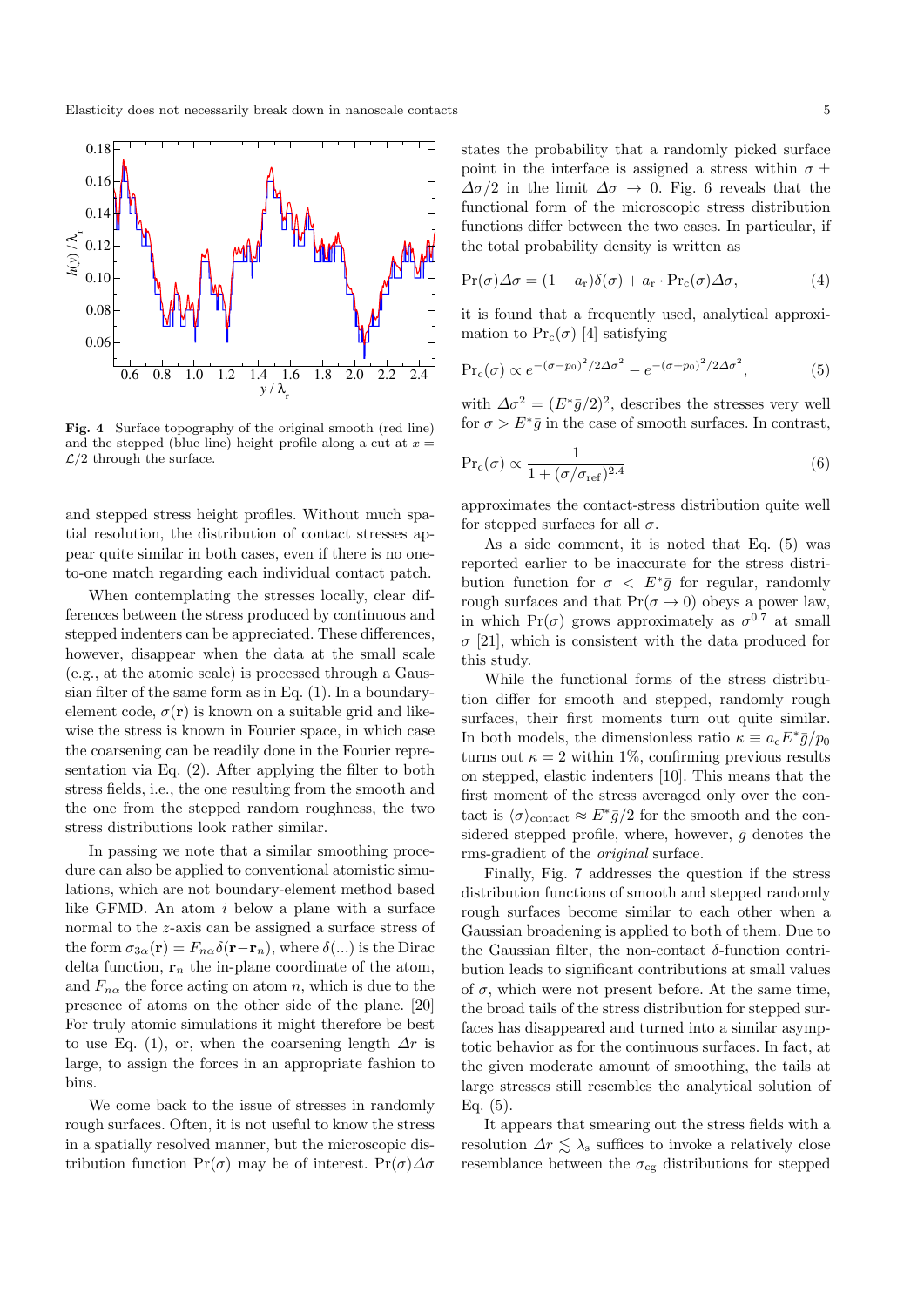**Fig. 4** Surface topography of the original smooth (red line) and the stepped (blue line) height profile along a cut at $x = \mathcal{L}/2$ through the surface.

and stepped stress height profiles. Without much spatial resolution, the distribution of contact stresses appear quite similar in both cases, even if there is no one-to-one match regarding each individual contact patch.

When contemplating the stresses locally, clear differences between the stress produced by continuous and stepped indenters can be appreciated. These differences, however, disappear when the data at the small scale (e.g., at the atomic scale) is processed through a Gaussian filter of the same form as in Eq. (1). In a boundary-element code, $\sigma(\mathbf{r})$ is known on a suitable grid and likewise the stress is known in Fourier space, in which case the coarsening can be readily done in the Fourier representation via Eq. (2). After applying the filter to both stress fields, i.e., the one resulting from the smooth and the one from the stepped random roughness, the two stress distributions look rather similar.

In passing we note that a similar smoothing procedure can also be applied to conventional atomistic simulations, which are not boundary-element method based like GFMD. An atom $i$ below a plane with a surface normal to the $z$-axis can be assigned a surface stress of the form $\sigma_{3\alpha}(\mathbf{r}) = F_{n\alpha}\delta(\mathbf{r}-\mathbf{r}_n)$, where $\delta(...)$ is the Dirac delta function, $\mathbf{r}_n$ the in-plane coordinate of the atom, and $F_{n\alpha}$ the force acting on atom $n$, which is due to the presence of atoms on the other side of the plane. [20] For truly atomic simulations it might therefore be best to use Eq. (1), or, when the coarsening length $\Delta r$ is large, to assign the forces in an appropriate fashion to bins.

We come back to the issue of stresses in randomly rough surfaces. Often, it is not useful to know the stress in a spatially resolved manner, but the microscopic distribution function $\Pr(\sigma)$ may be of interest. $\Pr(\sigma)\Delta\sigma$ states the probability that a randomly picked surface point in the interface is assigned a stress within $\sigma \pm \Delta\sigma/2$ in the limit $\Delta\sigma \to 0$. Fig. 6 reveals that the functional form of the microscopic stress distribution functions differ between the two cases. In particular, if the total probability density is written as

$$\Pr(\sigma)\Delta\sigma = (1-a_\mathrm{r})\delta(\sigma) + a_\mathrm{r} \cdot \Pr{}_\mathrm{c}(\sigma)\Delta\sigma, \tag{4}$$

it is found that a frequently used, analytical approximation to $\Pr_\mathrm{c}(\sigma)$ [4] satisfying

$$\Pr{}_\mathrm{c}(\sigma) \propto e^{-(\sigma-p_0)^2/2\Delta\sigma^2} - e^{-(\sigma+p_0)^2/2\Delta\sigma^2}, \tag{5}$$

with $\Delta\sigma^2 = (E^*\bar{g}/2)^2$, describes the stresses very well for $\sigma > E^*\bar{g}$ in the case of smooth surfaces. In contrast,

$$\Pr{}_\mathrm{c}(\sigma) \propto \frac{1}{1+(\sigma/\sigma_\mathrm{ref})^{2.4}} \tag{6}$$

approximates the contact-stress distribution quite well for stepped surfaces for all $\sigma$.

As a side comment, it is noted that Eq. (5) was reported earlier to be inaccurate for the stress distribution function for $\sigma < E^*\bar{g}$ for regular, randomly rough surfaces and that $\Pr(\sigma \to 0)$ obeys a power law, in which $\Pr(\sigma)$ grows approximately as $\sigma^{0.7}$ at small $\sigma$ [21], which is consistent with the data produced for this study.

While the functional forms of the stress distribution differ for smooth and stepped, randomly rough surfaces, their first moments turn out quite similar. In both models, the dimensionless ratio $\kappa \equiv a_\mathrm{c}E^*\bar{g}/p_0$ turns out $\kappa = 2$ within 1%, confirming previous results on stepped, elastic indenters [10]. This means that the first moment of the stress averaged only over the contact is $\langle\sigma\rangle_\mathrm{contact} \approx E^*\bar{g}/2$ for the smooth and the considered stepped profile, where, however, $\bar{g}$ denotes the rms-gradient of the *original* surface.

Finally, Fig. 7 addresses the question if the stress distribution functions of smooth and stepped randomly rough surfaces become similar to each other when a Gaussian broadening is applied to both of them. Due to the Gaussian filter, the non-contact $\delta$-function contribution leads to significant contributions at small values of $\sigma$, which were not present before. At the same time, the broad tails of the stress distribution for stepped surfaces has disappeared and turned into a similar asymptotic behavior as for the continuous surfaces. In fact, at the given moderate amount of smoothing, the tails at large stresses still resembles the analytical solution of Eq. (5).

It appears that smearing out the stress fields with a resolution $\Delta r \lesssim \lambda_\mathrm{s}$ suffices to invoke a relatively close resemblance between the $\sigma_\mathrm{cg}$ distributions for stepped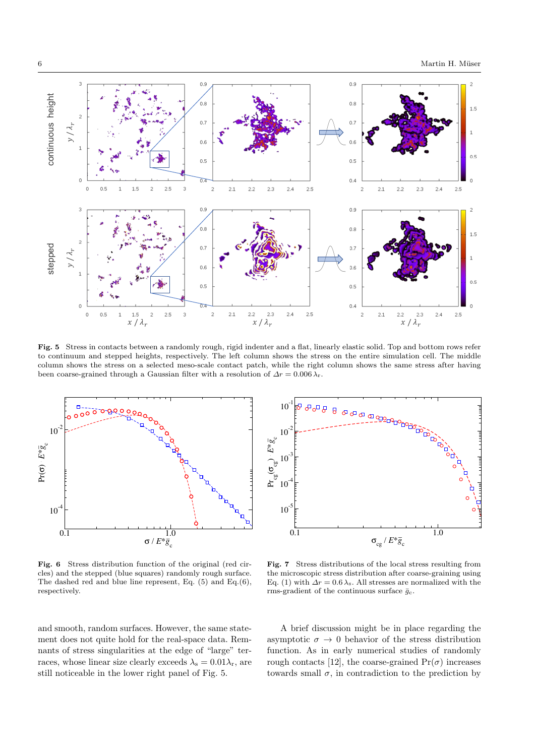**Fig. 5** Stress in contacts between a randomly rough, rigid indenter and a flat, linearly elastic solid. Top and bottom rows refer to continuum and stepped heights, respectively. The left column shows the stress on the entire simulation cell. The middle column shows the stress on a selected meso-scale contact patch, while the right column shows the same stress after having been coarse-grained through a Gaussian filter with a resolution of $\Delta r = 0.006\,\lambda_\mathrm{r}$.

**Fig. 6** Stress distribution function of the original (red circles) and the stepped (blue squares) randomly rough surface. The dashed red and blue line represent, Eq. (5) and Eq.(6), respectively.

**Fig. 7** Stress distributions of the local stress resulting from the microscopic stress distribution after coarse-graining using Eq. (1) with $\Delta r = 0.6\,\lambda_\mathrm{s}$. All stresses are normalized with the rms-gradient of the continuous surface $\bar{g}_\mathrm{c}$.

and smooth, random surfaces. However, the same statement does not quite hold for the real-space data. Remnants of stress singularities at the edge of "large" terraces, whose linear size clearly exceeds $\lambda_\mathrm{s} = 0.01\lambda_\mathrm{r}$, are still noticeable in the lower right panel of Fig. 5.

A brief discussion might be in place regarding the asymptotic $\sigma \to 0$ behavior of the stress distribution function. As in early numerical studies of randomly rough contacts [12], the coarse-grained $\Pr(\sigma)$ increases towards small $\sigma$, in contradiction to the prediction by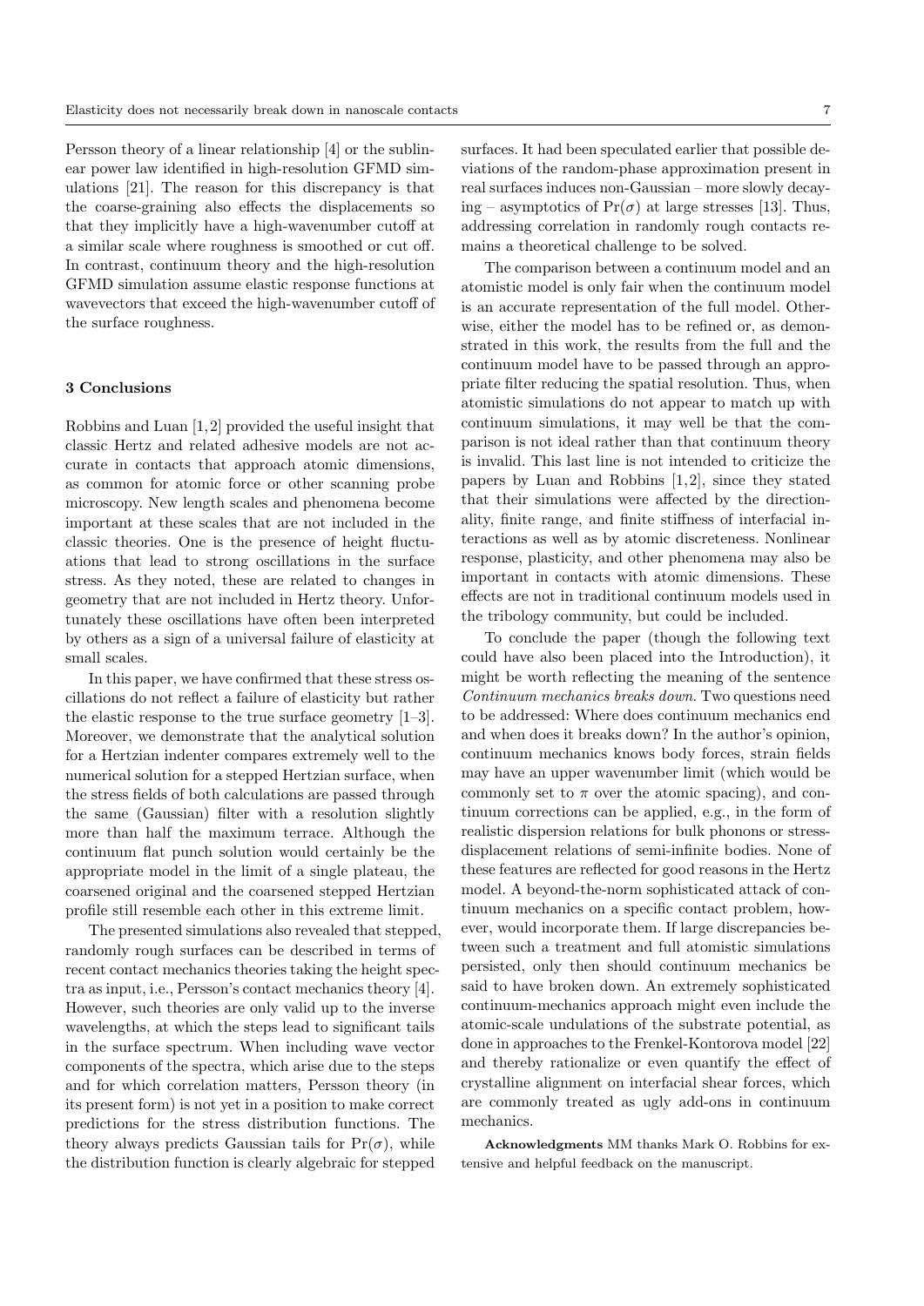Persson theory of a linear relationship [4] or the sublinear power law identified in high-resolution GFMD simulations [21]. The reason for this discrepancy is that the coarse-graining also effects the displacements so that they implicitly have a high-wavenumber cutoff at a similar scale where roughness is smoothed or cut off. In contrast, continuum theory and the high-resolution GFMD simulation assume elastic response functions at wavevectors that exceed the high-wavenumber cutoff of the surface roughness.

## 3 Conclusions

Robbins and Luan [1,2] provided the useful insight that classic Hertz and related adhesive models are not accurate in contacts that approach atomic dimensions, as common for atomic force or other scanning probe microscopy. New length scales and phenomena become important at these scales that are not included in the classic theories. One is the presence of height fluctuations that lead to strong oscillations in the surface stress. As they noted, these are related to changes in geometry that are not included in Hertz theory. Unfortunately these oscillations have often been interpreted by others as a sign of a universal failure of elasticity at small scales.

In this paper, we have confirmed that these stress oscillations do not reflect a failure of elasticity but rather the elastic response to the true surface geometry [1–3]. Moreover, we demonstrate that the analytical solution for a Hertzian indenter compares extremely well to the numerical solution for a stepped Hertzian surface, when the stress fields of both calculations are passed through the same (Gaussian) filter with a resolution slightly more than half the maximum terrace. Although the continuum flat punch solution would certainly be the appropriate model in the limit of a single plateau, the coarsened original and the coarsened stepped Hertzian profile still resemble each other in this extreme limit.

The presented simulations also revealed that stepped, randomly rough surfaces can be described in terms of recent contact mechanics theories taking the height spectra as input, i.e., Persson's contact mechanics theory [4]. However, such theories are only valid up to the inverse wavelengths, at which the steps lead to significant tails in the surface spectrum. When including wave vector components of the spectra, which arise due to the steps and for which correlation matters, Persson theory (in its present form) is not yet in a position to make correct predictions for the stress distribution functions. The theory always predicts Gaussian tails for $\Pr(\sigma)$, while the distribution function is clearly algebraic for stepped surfaces. It had been speculated earlier that possible deviations of the random-phase approximation present in real surfaces induces non-Gaussian – more slowly decaying – asymptotics of $\Pr(\sigma)$ at large stresses [13]. Thus, addressing correlation in randomly rough contacts remains a theoretical challenge to be solved.

The comparison between a continuum model and an atomistic model is only fair when the continuum model is an accurate representation of the full model. Otherwise, either the model has to be refined or, as demonstrated in this work, the results from the full and the continuum model have to be passed through an appropriate filter reducing the spatial resolution. Thus, when atomistic simulations do not appear to match up with continuum simulations, it may well be that the comparison is not ideal rather than that continuum theory is invalid. This last line is not intended to criticize the papers by Luan and Robbins [1,2], since they stated that their simulations were affected by the directionality, finite range, and finite stiffness of interfacial interactions as well as by atomic discreteness. Nonlinear response, plasticity, and other phenomena may also be important in contacts with atomic dimensions. These effects are not in traditional continuum models used in the tribology community, but could be included.

To conclude the paper (though the following text could have also been placed into the Introduction), it might be worth reflecting the meaning of the sentence *Continuum mechanics breaks down.* Two questions need to be addressed: Where does continuum mechanics end and when does it breaks down? In the author's opinion, continuum mechanics knows body forces, strain fields may have an upper wavenumber limit (which would be commonly set to $\pi$ over the atomic spacing), and continuum corrections can be applied, e.g., in the form of realistic dispersion relations for bulk phonons or stress-displacement relations of semi-infinite bodies. None of these features are reflected for good reasons in the Hertz model. A beyond-the-norm sophisticated attack of continuum mechanics on a specific contact problem, however, would incorporate them. If large discrepancies between such a treatment and full atomistic simulations persisted, only then should continuum mechanics be said to have broken down. An extremely sophisticated continuum-mechanics approach might even include the atomic-scale undulations of the substrate potential, as done in approaches to the Frenkel-Kontorova model [22] and thereby rationalize or even quantify the effect of crystalline alignment on interfacial shear forces, which are commonly treated as ugly add-ons in continuum mechanics.

**Acknowledgments** MM thanks Mark O. Robbins for extensive and helpful feedback on the manuscript.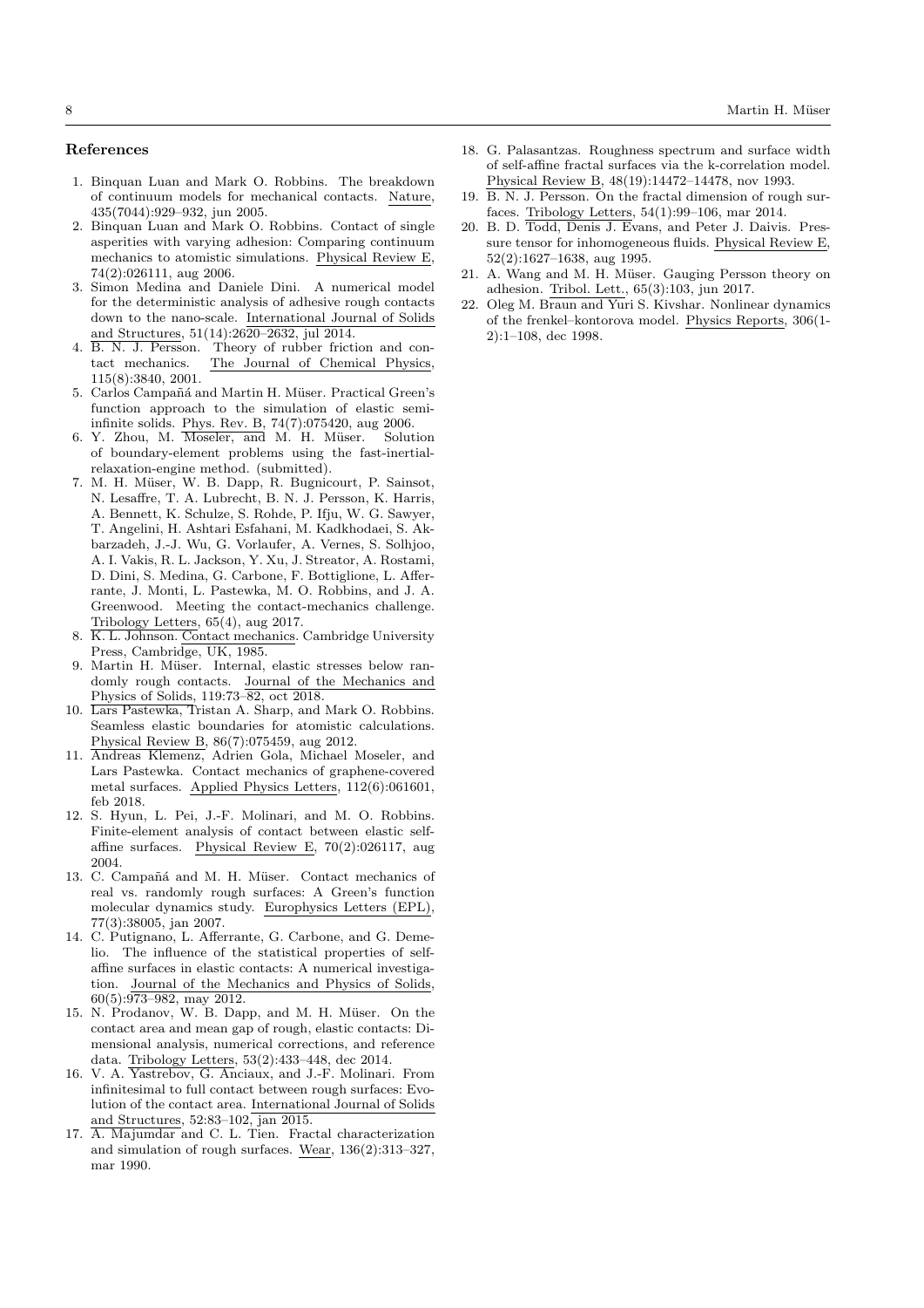## References

1. Binquan Luan and Mark O. Robbins. The breakdown of continuum models for mechanical contacts. Nature, 435(7044):929–932, jun 2005.
2. Binquan Luan and Mark O. Robbins. Contact of single asperities with varying adhesion: Comparing continuum mechanics to atomistic simulations. Physical Review E, 74(2):026111, aug 2006.
3. Simon Medina and Daniele Dini. A numerical model for the deterministic analysis of adhesive rough contacts down to the nano-scale. International Journal of Solids and Structures, 51(14):2620–2632, jul 2014.
4. B. N. J. Persson. Theory of rubber friction and contact mechanics. The Journal of Chemical Physics, 115(8):3840, 2001.
5. Carlos Campañá and Martin H. Müser. Practical Green's function approach to the simulation of elastic semi-infinite solids. Phys. Rev. B, 74(7):075420, aug 2006.
6. Y. Zhou, M. Moseler, and M. H. Müser. Solution of boundary-element problems using the fast-inertial-relaxation-engine method. (submitted).
7. M. H. Müser, W. B. Dapp, R. Bugnicourt, P. Sainsot, N. Lesaffre, T. A. Lubrecht, B. N. J. Persson, K. Harris, A. Bennett, K. Schulze, S. Rohde, P. Ifju, W. G. Sawyer, T. Angelini, H. Ashtari Esfahani, M. Kadkhodaei, S. Akbarzadeh, J.-J. Wu, G. Vorlaufer, A. Vernes, S. Solhjoo, A. I. Vakis, R. L. Jackson, Y. Xu, J. Streator, A. Rostami, D. Dini, S. Medina, G. Carbone, F. Bottiglione, L. Afferrante, J. Monti, L. Pastewka, M. O. Robbins, and J. A. Greenwood. Meeting the contact-mechanics challenge. Tribology Letters, 65(4), aug 2017.
8. K. L. Johnson. Contact mechanics. Cambridge University Press, Cambridge, UK, 1985.
9. Martin H. Müser. Internal, elastic stresses below randomly rough contacts. Journal of the Mechanics and Physics of Solids, 119:73–82, oct 2018.
10. Lars Pastewka, Tristan A. Sharp, and Mark O. Robbins. Seamless elastic boundaries for atomistic calculations. Physical Review B, 86(7):075459, aug 2012.
11. Andreas Klemenz, Adrien Gola, Michael Moseler, and Lars Pastewka. Contact mechanics of graphene-covered metal surfaces. Applied Physics Letters, 112(6):061601, feb 2018.
12. S. Hyun, L. Pei, J.-F. Molinari, and M. O. Robbins. Finite-element analysis of contact between elastic self-affine surfaces. Physical Review E, 70(2):026117, aug 2004.
13. C. Campañá and M. H. Müser. Contact mechanics of real vs. randomly rough surfaces: A Green's function molecular dynamics study. Europhysics Letters (EPL), 77(3):38005, jan 2007.
14. C. Putignano, L. Afferrante, G. Carbone, and G. Demelio. The influence of the statistical properties of self-affine surfaces in elastic contacts: A numerical investigation. Journal of the Mechanics and Physics of Solids, 60(5):973–982, may 2012.
15. N. Prodanov, W. B. Dapp, and M. H. Müser. On the contact area and mean gap of rough, elastic contacts: Dimensional analysis, numerical corrections, and reference data. Tribology Letters, 53(2):433–448, dec 2014.
16. V. A. Yastrebov, G. Anciaux, and J.-F. Molinari. From infinitesimal to full contact between rough surfaces: Evolution of the contact area. International Journal of Solids and Structures, 52:83–102, jan 2015.
17. A. Majumdar and C. L. Tien. Fractal characterization and simulation of rough surfaces. Wear, 136(2):313–327, mar 1990.
18. G. Palasantzas. Roughness spectrum and surface width of self-affine fractal surfaces via the k-correlation model. Physical Review B, 48(19):14472–14478, nov 1993.
19. B. N. J. Persson. On the fractal dimension of rough surfaces. Tribology Letters, 54(1):99–106, mar 2014.
20. B. D. Todd, Denis J. Evans, and Peter J. Daivis. Pressure tensor for inhomogeneous fluids. Physical Review E, 52(2):1627–1638, aug 1995.
21. A. Wang and M. H. Müser. Gauging Persson theory on adhesion. Tribol. Lett., 65(3):103, jun 2017.
22. Oleg M. Braun and Yuri S. Kivshar. Nonlinear dynamics of the frenkel–kontorova model. Physics Reports, 306(1-2):1–108, dec 1998.